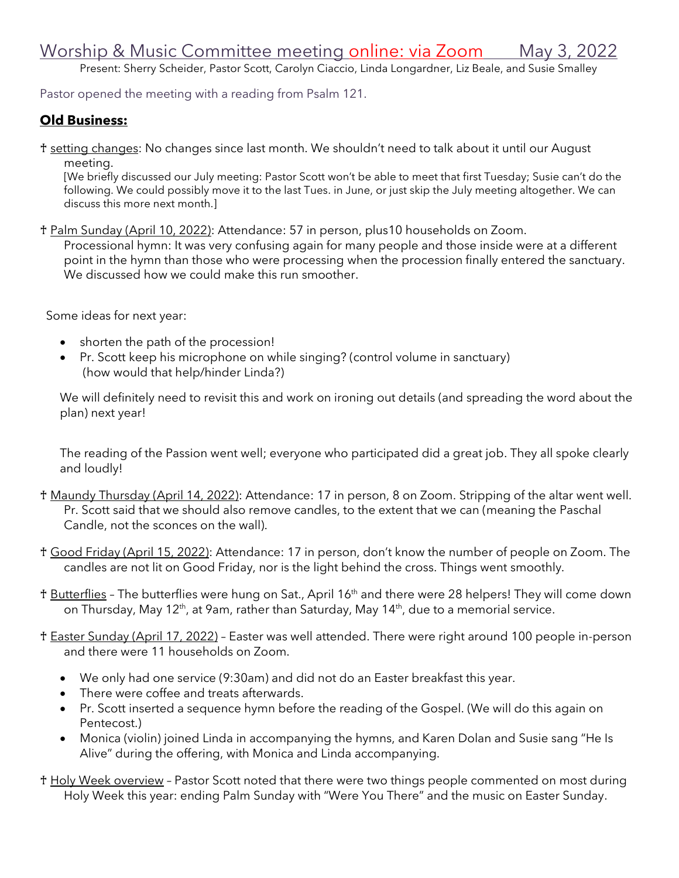# Worship & Music Committee meeting online: via Zoom May 3, 2022

Present: Sherry Scheider, Pastor Scott, Carolyn Ciaccio, Linda Longardner, Liz Beale, and Susie Smalley

Pastor opened the meeting with a reading from Psalm 121.

## Old Business:

† setting changes: No changes since last month. We shouldn't need to talk about it until our August meeting.
[We briefly discussed our July meeting: Pastor Scott won't be able to meet that first Tuesday; Susie can't do the following. We could possibly move it to the last Tues. in June, or just skip the July meeting altogether. We can discuss this more next month.]

† Palm Sunday (April 10, 2022): Attendance: 57 in person, plus10 households on Zoom.
Processional hymn: It was very confusing again for many people and those inside were at a different point in the hymn than those who were processing when the procession finally entered the sanctuary. We discussed how we could make this run smoother.

Some ideas for next year:

- shorten the path of the procession!
- Pr. Scott keep his microphone on while singing? (control volume in sanctuary) (how would that help/hinder Linda?)

We will definitely need to revisit this and work on ironing out details (and spreading the word about the plan) next year!

The reading of the Passion went well; everyone who participated did a great job. They all spoke clearly and loudly!

† Maundy Thursday (April 14, 2022): Attendance: 17 in person, 8 on Zoom. Stripping of the altar went well. Pr. Scott said that we should also remove candles, to the extent that we can (meaning the Paschal Candle, not the sconces on the wall).

† Good Friday (April 15, 2022): Attendance: 17 in person, don't know the number of people on Zoom. The candles are not lit on Good Friday, nor is the light behind the cross. Things went smoothly.

† Butterflies – The butterflies were hung on Sat., April 16th and there were 28 helpers! They will come down on Thursday, May 12th, at 9am, rather than Saturday, May 14th, due to a memorial service.

† Easter Sunday (April 17, 2022) – Easter was well attended. There were right around 100 people in-person and there were 11 households on Zoom.

- We only had one service (9:30am) and did not do an Easter breakfast this year.
- There were coffee and treats afterwards.
- Pr. Scott inserted a sequence hymn before the reading of the Gospel. (We will do this again on Pentecost.)
- Monica (violin) joined Linda in accompanying the hymns, and Karen Dolan and Susie sang "He Is Alive" during the offering, with Monica and Linda accompanying.

† Holy Week overview – Pastor Scott noted that there were two things people commented on most during Holy Week this year: ending Palm Sunday with "Were You There" and the music on Easter Sunday.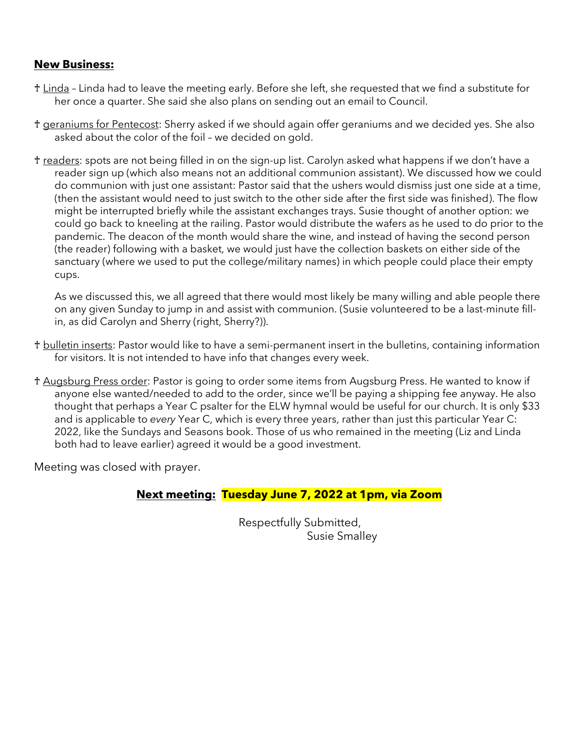**New Business:**

† Linda – Linda had to leave the meeting early. Before she left, she requested that we find a substitute for her once a quarter. She said she also plans on sending out an email to Council.

† geraniums for Pentecost: Sherry asked if we should again offer geraniums and we decided yes. She also asked about the color of the foil – we decided on gold.

† readers: spots are not being filled in on the sign-up list. Carolyn asked what happens if we don't have a reader sign up (which also means not an additional communion assistant). We discussed how we could do communion with just one assistant: Pastor said that the ushers would dismiss just one side at a time, (then the assistant would need to just switch to the other side after the first side was finished). The flow might be interrupted briefly while the assistant exchanges trays. Susie thought of another option: we could go back to kneeling at the railing. Pastor would distribute the wafers as he used to do prior to the pandemic. The deacon of the month would share the wine, and instead of having the second person (the reader) following with a basket, we would just have the collection baskets on either side of the sanctuary (where we used to put the college/military names) in which people could place their empty cups.

As we discussed this, we all agreed that there would most likely be many willing and able people there on any given Sunday to jump in and assist with communion. (Susie volunteered to be a last-minute fill-in, as did Carolyn and Sherry (right, Sherry?)).

† bulletin inserts: Pastor would like to have a semi-permanent insert in the bulletins, containing information for visitors. It is not intended to have info that changes every week.

† Augsburg Press order: Pastor is going to order some items from Augsburg Press. He wanted to know if anyone else wanted/needed to add to the order, since we'll be paying a shipping fee anyway. He also thought that perhaps a Year C psalter for the ELW hymnal would be useful for our church. It is only $33 and is applicable to *every* Year C, which is every three years, rather than just this particular Year C: 2022, like the Sundays and Seasons book. Those of us who remained in the meeting (Liz and Linda both had to leave earlier) agreed it would be a good investment.

Meeting was closed with prayer.

**Next meeting: Tuesday June 7, 2022 at 1pm, via Zoom**

Respectfully Submitted,
Susie Smalley